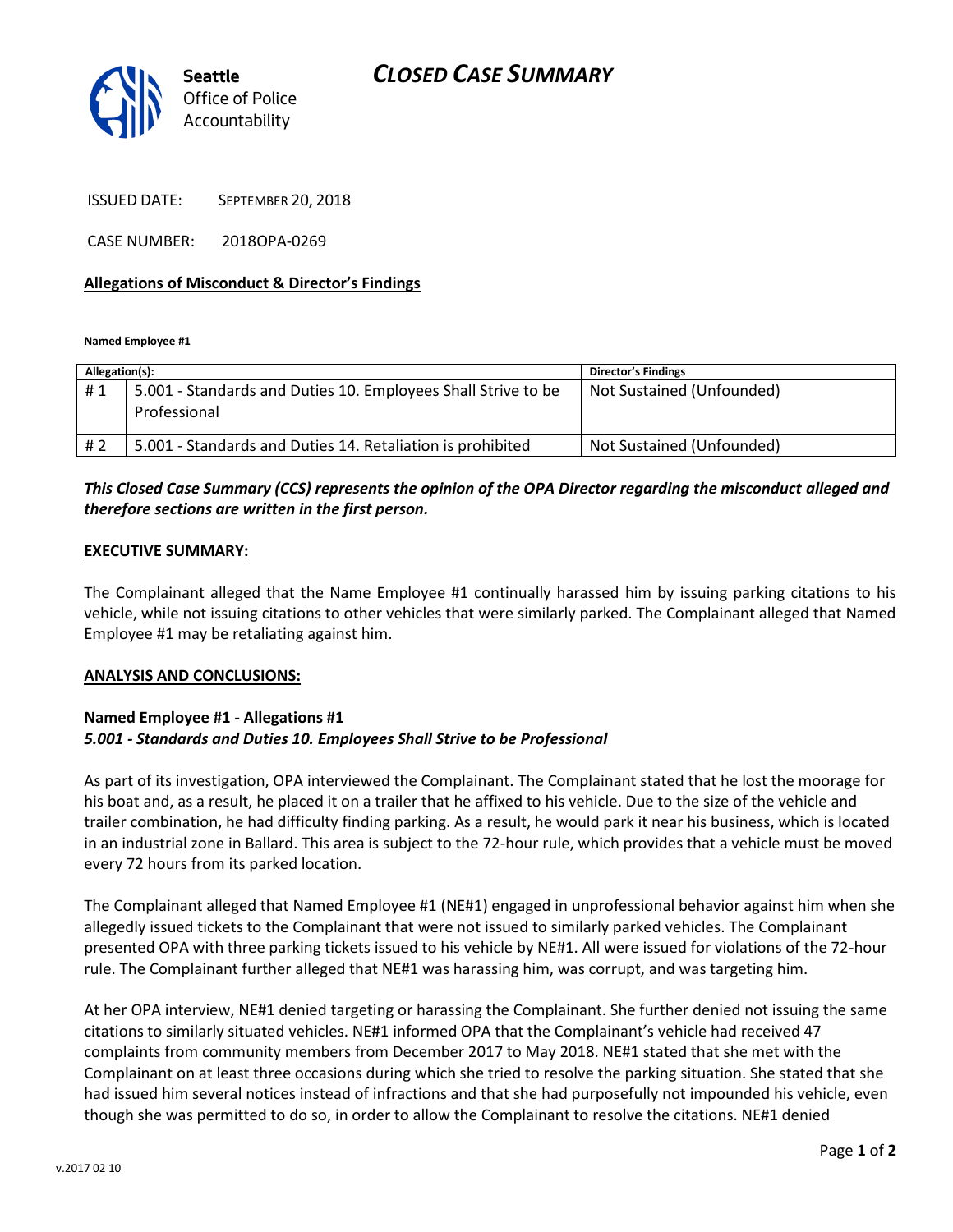Seattle
Office of Police
Accountability

# CLOSED CASE SUMMARY

ISSUED DATE: SEPTEMBER 20, 2018

CASE NUMBER: 2018OPA-0269

**Allegations of Misconduct & Director's Findings**

**Named Employee #1**

| Allegation(s): | | Director's Findings |
|---|---|---|
| # 1 | 5.001 - Standards and Duties 10. Employees Shall Strive to be Professional | Not Sustained (Unfounded) |
| # 2 | 5.001 - Standards and Duties 14. Retaliation is prohibited | Not Sustained (Unfounded) |

***This Closed Case Summary (CCS) represents the opinion of the OPA Director regarding the misconduct alleged and therefore sections are written in the first person.***

**EXECUTIVE SUMMARY:**

The Complainant alleged that the Name Employee #1 continually harassed him by issuing parking citations to his vehicle, while not issuing citations to other vehicles that were similarly parked. The Complainant alleged that Named Employee #1 may be retaliating against him.

**ANALYSIS AND CONCLUSIONS:**

**Named Employee #1 - Allegations #1**
***5.001 - Standards and Duties 10. Employees Shall Strive to be Professional***

As part of its investigation, OPA interviewed the Complainant. The Complainant stated that he lost the moorage for his boat and, as a result, he placed it on a trailer that he affixed to his vehicle. Due to the size of the vehicle and trailer combination, he had difficulty finding parking. As a result, he would park it near his business, which is located in an industrial zone in Ballard. This area is subject to the 72-hour rule, which provides that a vehicle must be moved every 72 hours from its parked location.

The Complainant alleged that Named Employee #1 (NE#1) engaged in unprofessional behavior against him when she allegedly issued tickets to the Complainant that were not issued to similarly parked vehicles. The Complainant presented OPA with three parking tickets issued to his vehicle by NE#1. All were issued for violations of the 72-hour rule. The Complainant further alleged that NE#1 was harassing him, was corrupt, and was targeting him.

At her OPA interview, NE#1 denied targeting or harassing the Complainant. She further denied not issuing the same citations to similarly situated vehicles. NE#1 informed OPA that the Complainant's vehicle had received 47 complaints from community members from December 2017 to May 2018. NE#1 stated that she met with the Complainant on at least three occasions during which she tried to resolve the parking situation. She stated that she had issued him several notices instead of infractions and that she had purposefully not impounded his vehicle, even though she was permitted to do so, in order to allow the Complainant to resolve the citations. NE#1 denied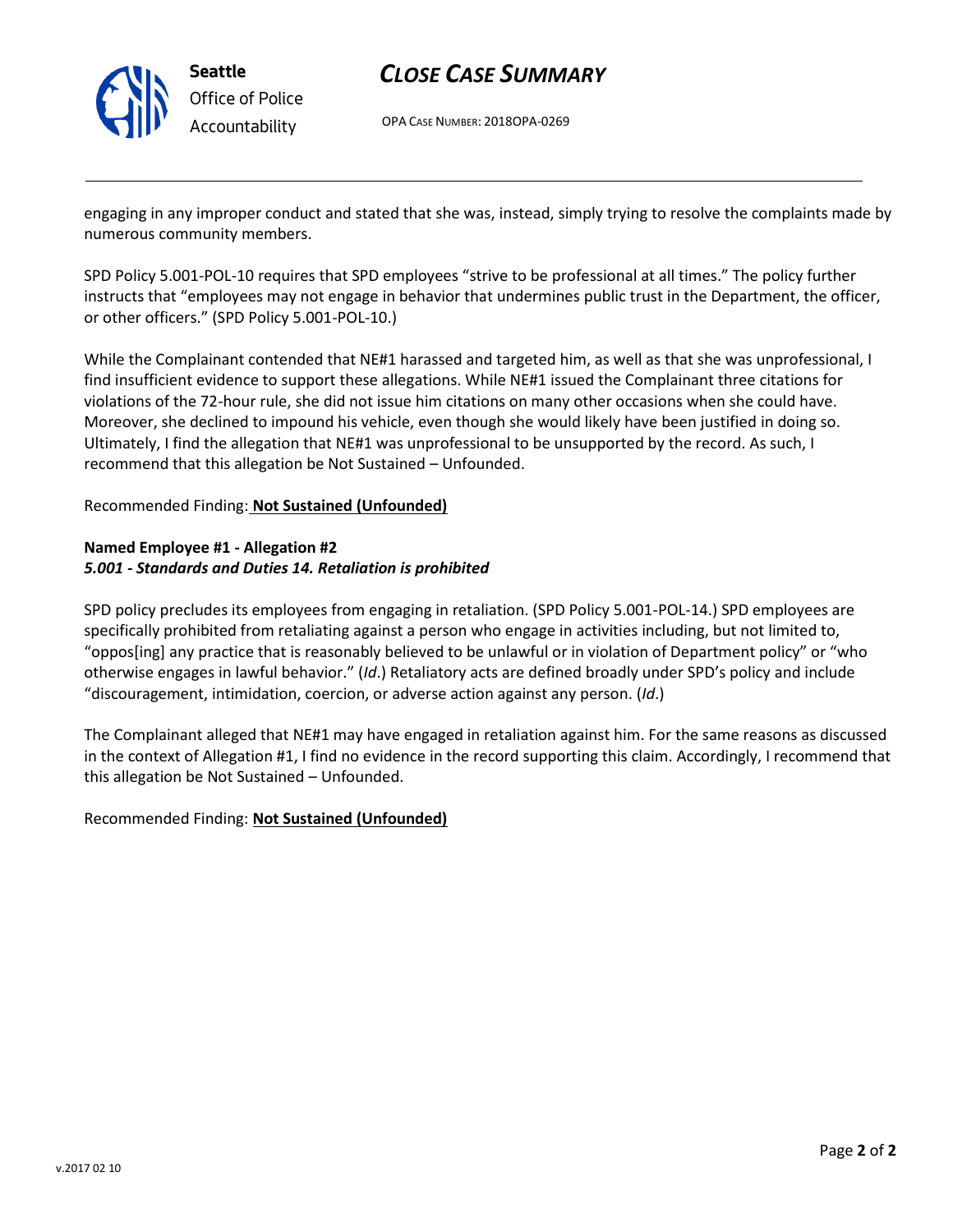engaging in any improper conduct and stated that she was, instead, simply trying to resolve the complaints made by numerous community members.

SPD Policy 5.001-POL-10 requires that SPD employees "strive to be professional at all times." The policy further instructs that "employees may not engage in behavior that undermines public trust in the Department, the officer, or other officers." (SPD Policy 5.001-POL-10.)

While the Complainant contended that NE#1 harassed and targeted him, as well as that she was unprofessional, I find insufficient evidence to support these allegations. While NE#1 issued the Complainant three citations for violations of the 72-hour rule, she did not issue him citations on many other occasions when she could have. Moreover, she declined to impound his vehicle, even though she would likely have been justified in doing so. Ultimately, I find the allegation that NE#1 was unprofessional to be unsupported by the record. As such, I recommend that this allegation be Not Sustained – Unfounded.

Recommended Finding: **Not Sustained (Unfounded)**

**Named Employee #1 - Allegation #2**
***5.001 - Standards and Duties 14. Retaliation is prohibited***

SPD policy precludes its employees from engaging in retaliation. (SPD Policy 5.001-POL-14.) SPD employees are specifically prohibited from retaliating against a person who engage in activities including, but not limited to, "oppos[ing] any practice that is reasonably believed to be unlawful or in violation of Department policy" or "who otherwise engages in lawful behavior." (*Id*.) Retaliatory acts are defined broadly under SPD's policy and include "discouragement, intimidation, coercion, or adverse action against any person. (*Id*.)

The Complainant alleged that NE#1 may have engaged in retaliation against him. For the same reasons as discussed in the context of Allegation #1, I find no evidence in the record supporting this claim. Accordingly, I recommend that this allegation be Not Sustained – Unfounded.

Recommended Finding: **Not Sustained (Unfounded)**